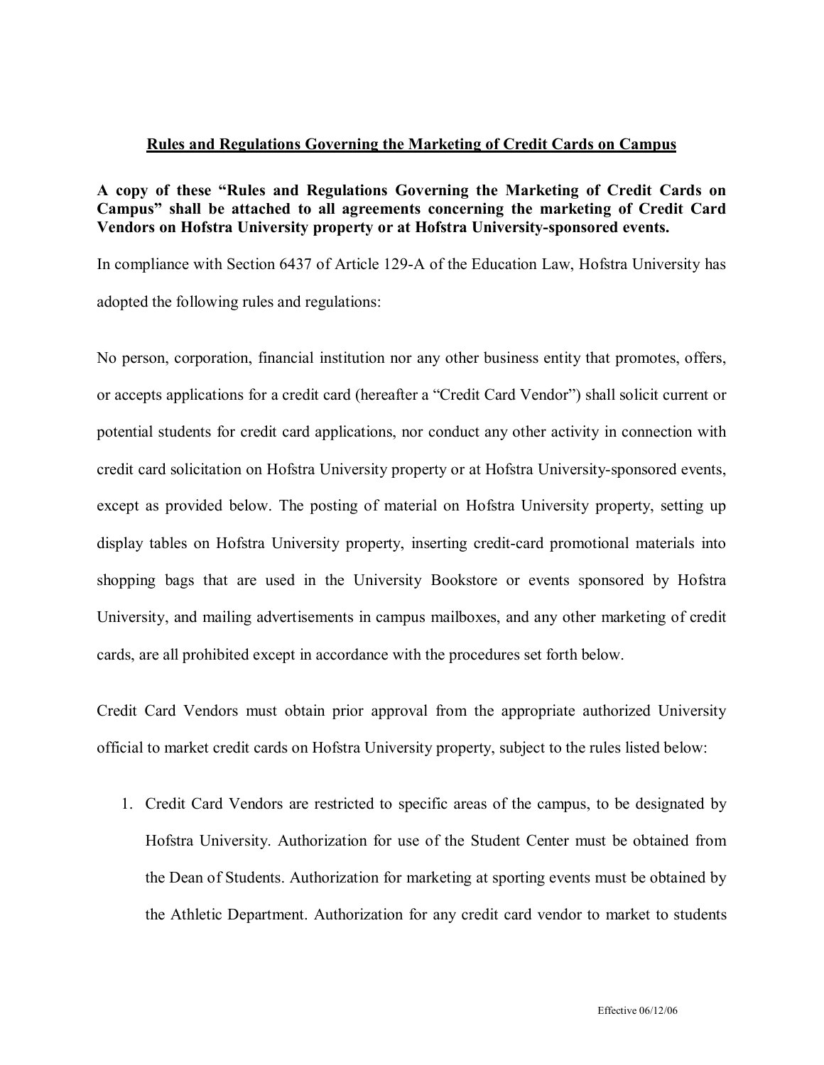# Rules and Regulations Governing the Marketing of Credit Cards on Campus

**A copy of these "Rules and Regulations Governing the Marketing of Credit Cards on Campus" shall be attached to all agreements concerning the marketing of Credit Card Vendors on Hofstra University property or at Hofstra University-sponsored events.**

In compliance with Section 6437 of Article 129-A of the Education Law, Hofstra University has adopted the following rules and regulations:

No person, corporation, financial institution nor any other business entity that promotes, offers, or accepts applications for a credit card (hereafter a "Credit Card Vendor") shall solicit current or potential students for credit card applications, nor conduct any other activity in connection with credit card solicitation on Hofstra University property or at Hofstra University-sponsored events, except as provided below. The posting of material on Hofstra University property, setting up display tables on Hofstra University property, inserting credit-card promotional materials into shopping bags that are used in the University Bookstore or events sponsored by Hofstra University, and mailing advertisements in campus mailboxes, and any other marketing of credit cards, are all prohibited except in accordance with the procedures set forth below.

Credit Card Vendors must obtain prior approval from the appropriate authorized University official to market credit cards on Hofstra University property, subject to the rules listed below:

1. Credit Card Vendors are restricted to specific areas of the campus, to be designated by Hofstra University. Authorization for use of the Student Center must be obtained from the Dean of Students. Authorization for marketing at sporting events must be obtained by the Athletic Department. Authorization for any credit card vendor to market to students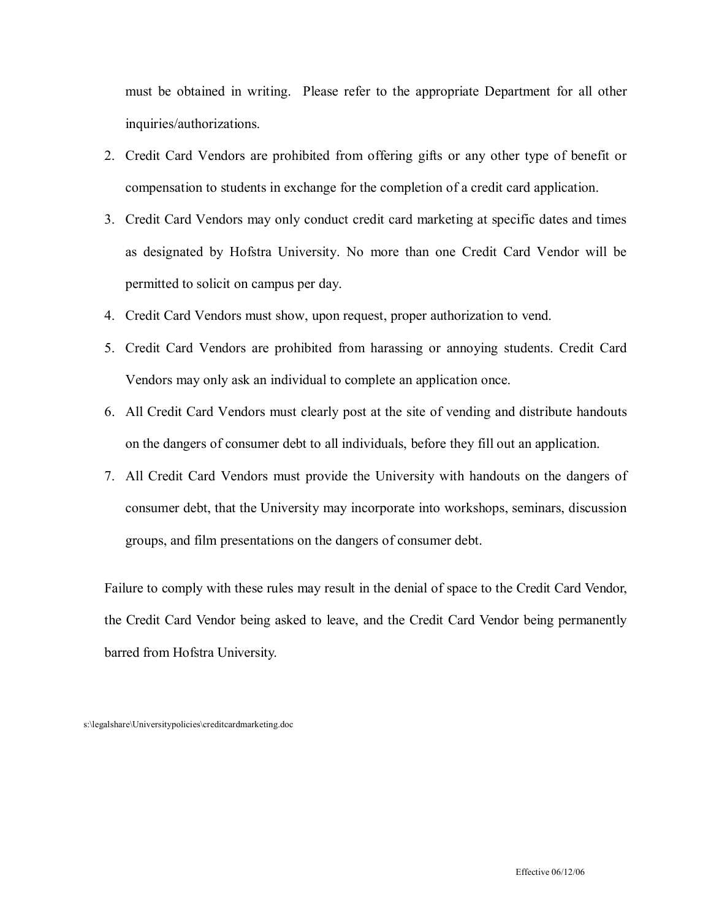must be obtained in writing. Please refer to the appropriate Department for all other inquiries/authorizations.

2. Credit Card Vendors are prohibited from offering gifts or any other type of benefit or compensation to students in exchange for the completion of a credit card application.
3. Credit Card Vendors may only conduct credit card marketing at specific dates and times as designated by Hofstra University. No more than one Credit Card Vendor will be permitted to solicit on campus per day.
4. Credit Card Vendors must show, upon request, proper authorization to vend.
5. Credit Card Vendors are prohibited from harassing or annoying students. Credit Card Vendors may only ask an individual to complete an application once.
6. All Credit Card Vendors must clearly post at the site of vending and distribute handouts on the dangers of consumer debt to all individuals, before they fill out an application.
7. All Credit Card Vendors must provide the University with handouts on the dangers of consumer debt, that the University may incorporate into workshops, seminars, discussion groups, and film presentations on the dangers of consumer debt.

Failure to comply with these rules may result in the denial of space to the Credit Card Vendor, the Credit Card Vendor being asked to leave, and the Credit Card Vendor being permanently barred from Hofstra University.

s:\legalshare\Universitypolicies\creditcardmarketing.doc

Effective 06/12/06